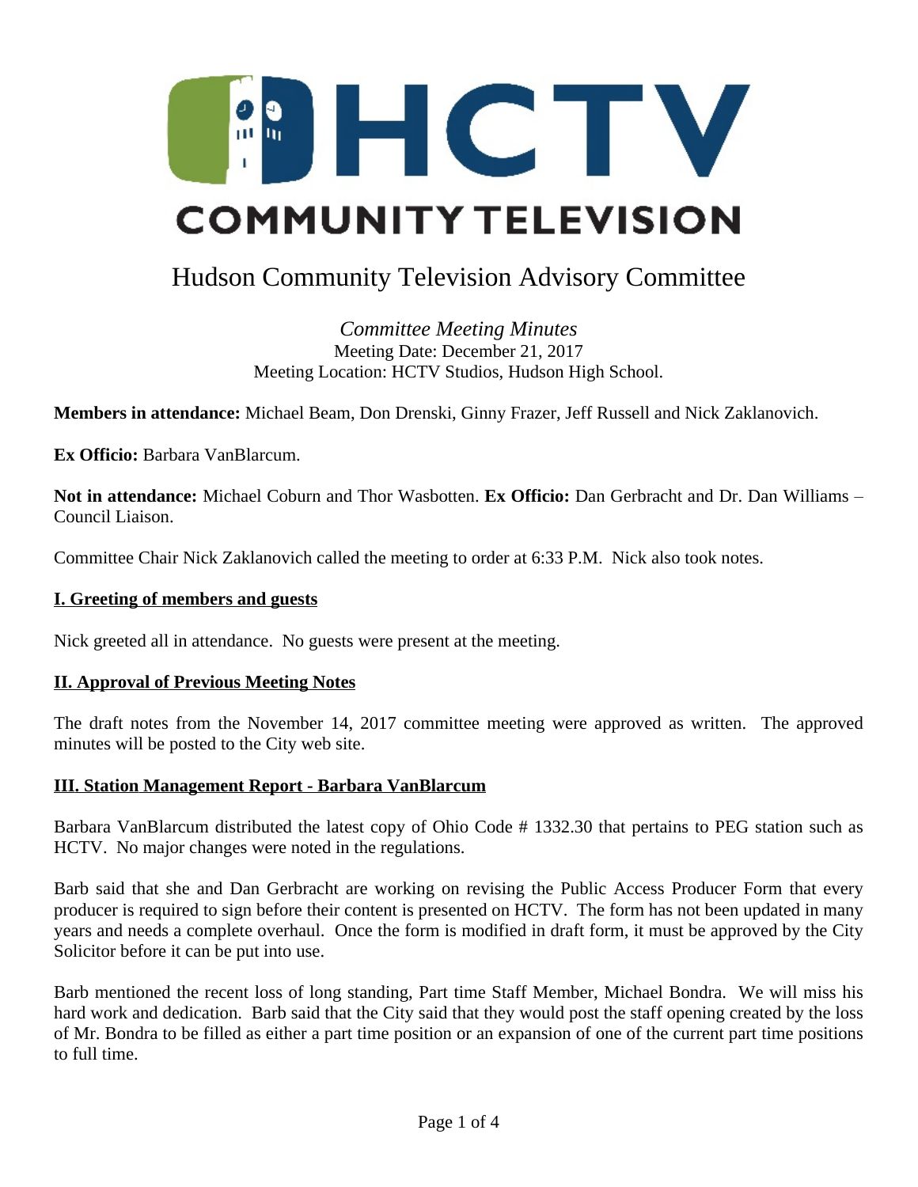HCTV COMMUNITY TELEVISION

# Hudson Community Television Advisory Committee

*Committee Meeting Minutes*
Meeting Date: December 21, 2017
Meeting Location: HCTV Studios, Hudson High School.

**Members in attendance:** Michael Beam, Don Drenski, Ginny Frazer, Jeff Russell and Nick Zaklanovich.

**Ex Officio:** Barbara VanBlarcum.

**Not in attendance:** Michael Coburn and Thor Wasbotten. **Ex Officio:** Dan Gerbracht and Dr. Dan Williams – Council Liaison.

Committee Chair Nick Zaklanovich called the meeting to order at 6:33 P.M. Nick also took notes.

## I. Greeting of members and guests

Nick greeted all in attendance. No guests were present at the meeting.

## II. Approval of Previous Meeting Notes

The draft notes from the November 14, 2017 committee meeting were approved as written. The approved minutes will be posted to the City web site.

## III. Station Management Report - Barbara VanBlarcum

Barbara VanBlarcum distributed the latest copy of Ohio Code # 1332.30 that pertains to PEG station such as HCTV. No major changes were noted in the regulations.

Barb said that she and Dan Gerbracht are working on revising the Public Access Producer Form that every producer is required to sign before their content is presented on HCTV. The form has not been updated in many years and needs a complete overhaul. Once the form is modified in draft form, it must be approved by the City Solicitor before it can be put into use.

Barb mentioned the recent loss of long standing, Part time Staff Member, Michael Bondra. We will miss his hard work and dedication. Barb said that the City said that they would post the staff opening created by the loss of Mr. Bondra to be filled as either a part time position or an expansion of one of the current part time positions to full time.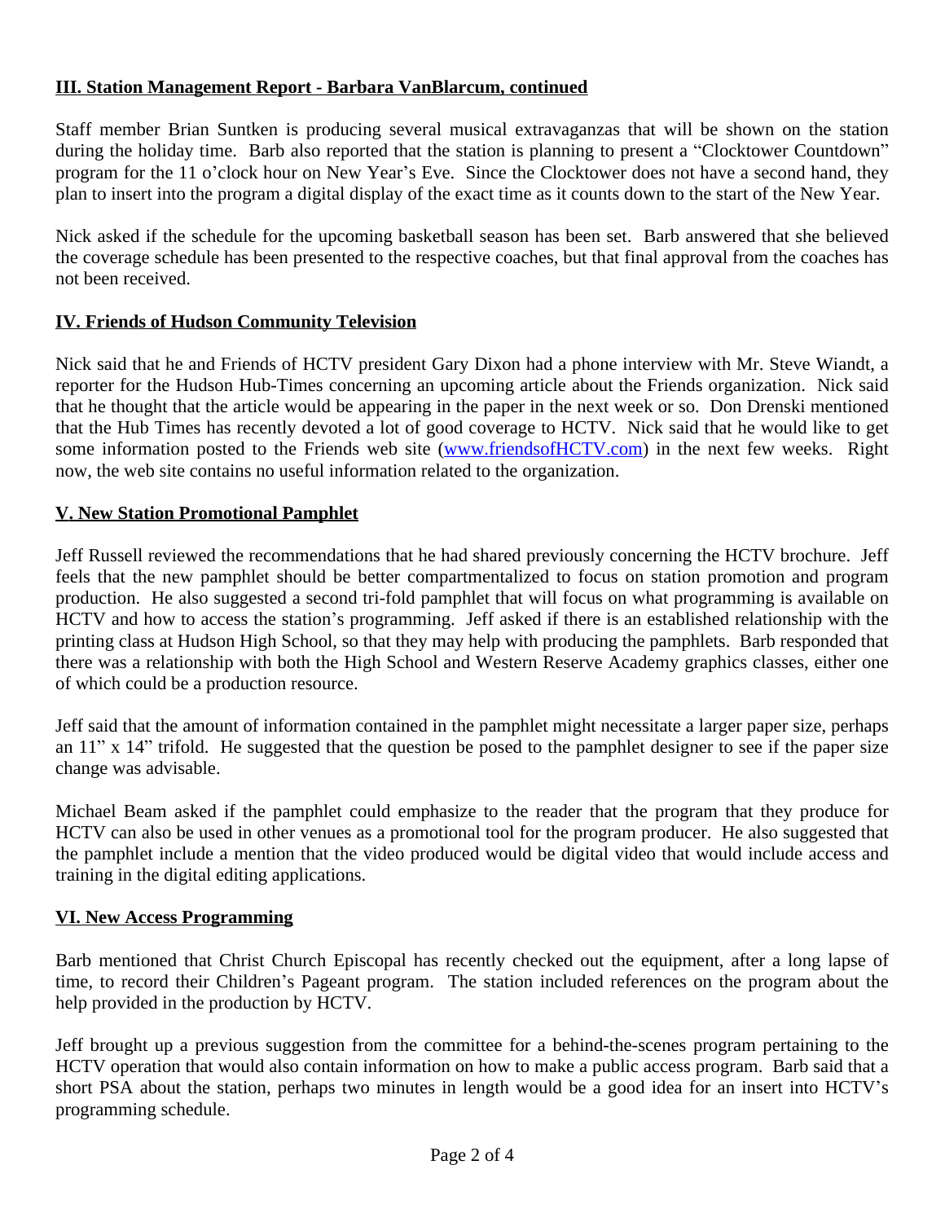## III. Station Management Report - Barbara VanBlarcum, continued

Staff member Brian Suntken is producing several musical extravaganzas that will be shown on the station during the holiday time. Barb also reported that the station is planning to present a "Clocktower Countdown" program for the 11 o'clock hour on New Year's Eve. Since the Clocktower does not have a second hand, they plan to insert into the program a digital display of the exact time as it counts down to the start of the New Year.

Nick asked if the schedule for the upcoming basketball season has been set. Barb answered that she believed the coverage schedule has been presented to the respective coaches, but that final approval from the coaches has not been received.

## IV. Friends of Hudson Community Television

Nick said that he and Friends of HCTV president Gary Dixon had a phone interview with Mr. Steve Wiandt, a reporter for the Hudson Hub-Times concerning an upcoming article about the Friends organization. Nick said that he thought that the article would be appearing in the paper in the next week or so. Don Drenski mentioned that the Hub Times has recently devoted a lot of good coverage to HCTV. Nick said that he would like to get some information posted to the Friends web site ([www.friendsofHCTV.com](http://www.friendsofHCTV.com)) in the next few weeks. Right now, the web site contains no useful information related to the organization.

## V. New Station Promotional Pamphlet

Jeff Russell reviewed the recommendations that he had shared previously concerning the HCTV brochure. Jeff feels that the new pamphlet should be better compartmentalized to focus on station promotion and program production. He also suggested a second tri-fold pamphlet that will focus on what programming is available on HCTV and how to access the station's programming. Jeff asked if there is an established relationship with the printing class at Hudson High School, so that they may help with producing the pamphlets. Barb responded that there was a relationship with both the High School and Western Reserve Academy graphics classes, either one of which could be a production resource.

Jeff said that the amount of information contained in the pamphlet might necessitate a larger paper size, perhaps an 11" x 14" trifold. He suggested that the question be posed to the pamphlet designer to see if the paper size change was advisable.

Michael Beam asked if the pamphlet could emphasize to the reader that the program that they produce for HCTV can also be used in other venues as a promotional tool for the program producer. He also suggested that the pamphlet include a mention that the video produced would be digital video that would include access and training in the digital editing applications.

## VI. New Access Programming

Barb mentioned that Christ Church Episcopal has recently checked out the equipment, after a long lapse of time, to record their Children's Pageant program. The station included references on the program about the help provided in the production by HCTV.

Jeff brought up a previous suggestion from the committee for a behind-the-scenes program pertaining to the HCTV operation that would also contain information on how to make a public access program. Barb said that a short PSA about the station, perhaps two minutes in length would be a good idea for an insert into HCTV's programming schedule.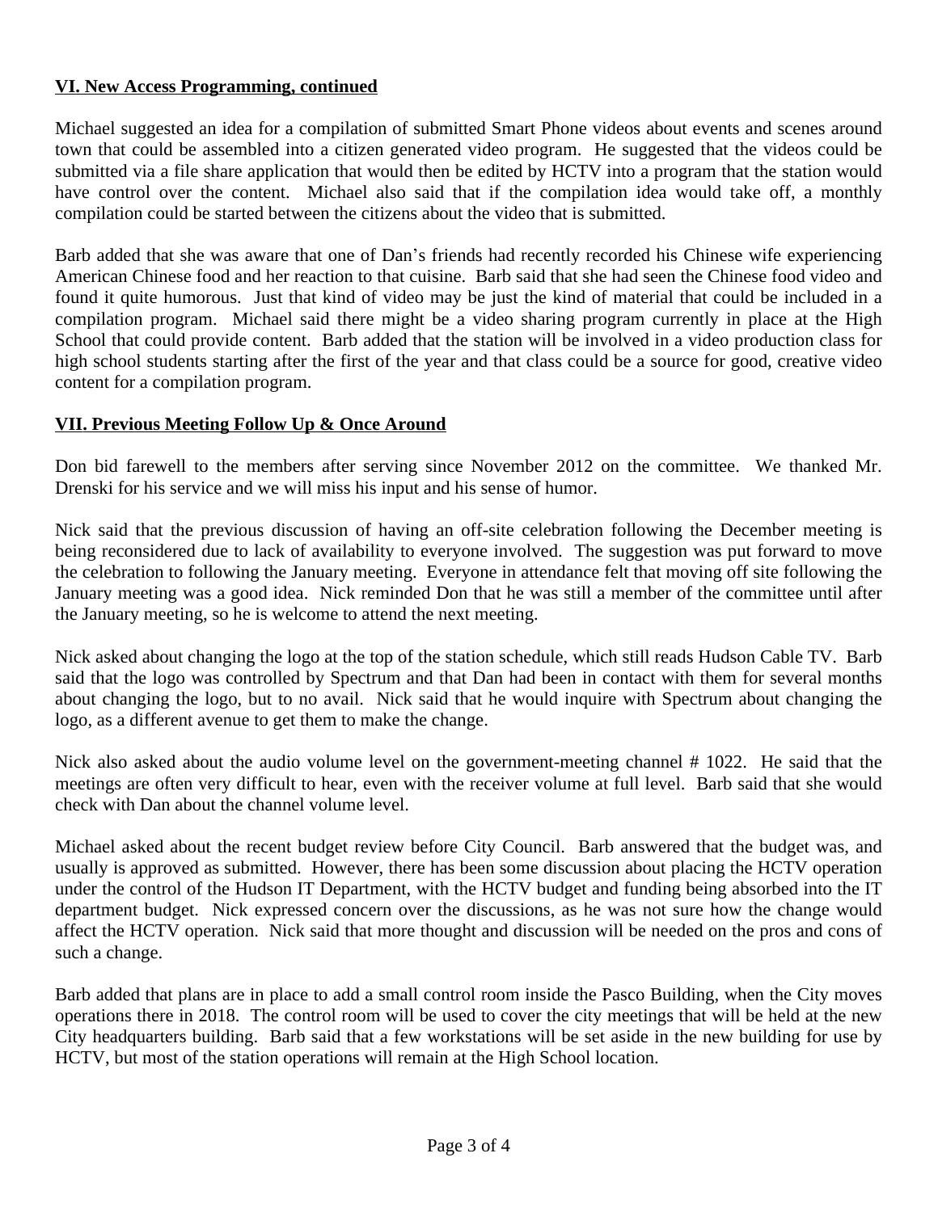## VI. New Access Programming, continued

Michael suggested an idea for a compilation of submitted Smart Phone videos about events and scenes around town that could be assembled into a citizen generated video program. He suggested that the videos could be submitted via a file share application that would then be edited by HCTV into a program that the station would have control over the content. Michael also said that if the compilation idea would take off, a monthly compilation could be started between the citizens about the video that is submitted.

Barb added that she was aware that one of Dan's friends had recently recorded his Chinese wife experiencing American Chinese food and her reaction to that cuisine. Barb said that she had seen the Chinese food video and found it quite humorous. Just that kind of video may be just the kind of material that could be included in a compilation program. Michael said there might be a video sharing program currently in place at the High School that could provide content. Barb added that the station will be involved in a video production class for high school students starting after the first of the year and that class could be a source for good, creative video content for a compilation program.

## VII. Previous Meeting Follow Up & Once Around

Don bid farewell to the members after serving since November 2012 on the committee. We thanked Mr. Drenski for his service and we will miss his input and his sense of humor.

Nick said that the previous discussion of having an off-site celebration following the December meeting is being reconsidered due to lack of availability to everyone involved. The suggestion was put forward to move the celebration to following the January meeting. Everyone in attendance felt that moving off site following the January meeting was a good idea. Nick reminded Don that he was still a member of the committee until after the January meeting, so he is welcome to attend the next meeting.

Nick asked about changing the logo at the top of the station schedule, which still reads Hudson Cable TV. Barb said that the logo was controlled by Spectrum and that Dan had been in contact with them for several months about changing the logo, but to no avail. Nick said that he would inquire with Spectrum about changing the logo, as a different avenue to get them to make the change.

Nick also asked about the audio volume level on the government-meeting channel # 1022. He said that the meetings are often very difficult to hear, even with the receiver volume at full level. Barb said that she would check with Dan about the channel volume level.

Michael asked about the recent budget review before City Council. Barb answered that the budget was, and usually is approved as submitted. However, there has been some discussion about placing the HCTV operation under the control of the Hudson IT Department, with the HCTV budget and funding being absorbed into the IT department budget. Nick expressed concern over the discussions, as he was not sure how the change would affect the HCTV operation. Nick said that more thought and discussion will be needed on the pros and cons of such a change.

Barb added that plans are in place to add a small control room inside the Pasco Building, when the City moves operations there in 2018. The control room will be used to cover the city meetings that will be held at the new City headquarters building. Barb said that a few workstations will be set aside in the new building for use by HCTV, but most of the station operations will remain at the High School location.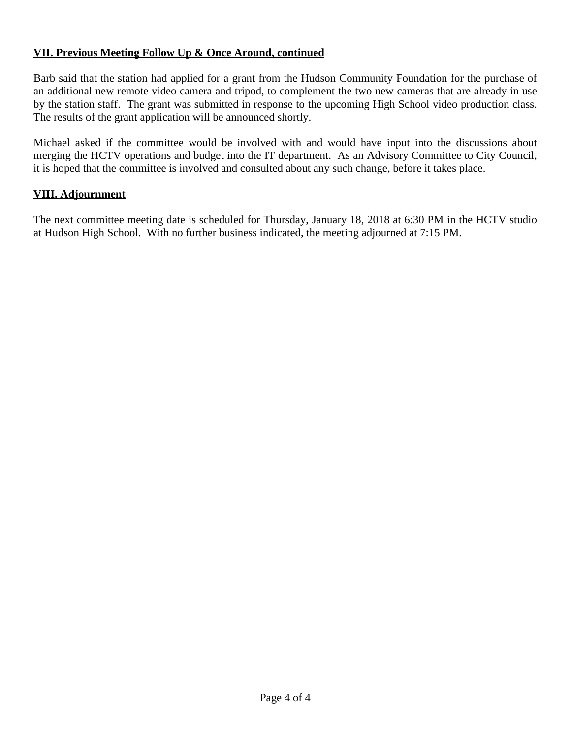## VII. Previous Meeting Follow Up & Once Around, continued

Barb said that the station had applied for a grant from the Hudson Community Foundation for the purchase of an additional new remote video camera and tripod, to complement the two new cameras that are already in use by the station staff. The grant was submitted in response to the upcoming High School video production class. The results of the grant application will be announced shortly.

Michael asked if the committee would be involved with and would have input into the discussions about merging the HCTV operations and budget into the IT department. As an Advisory Committee to City Council, it is hoped that the committee is involved and consulted about any such change, before it takes place.

## VIII. Adjournment

The next committee meeting date is scheduled for Thursday, January 18, 2018 at 6:30 PM in the HCTV studio at Hudson High School. With no further business indicated, the meeting adjourned at 7:15 PM.